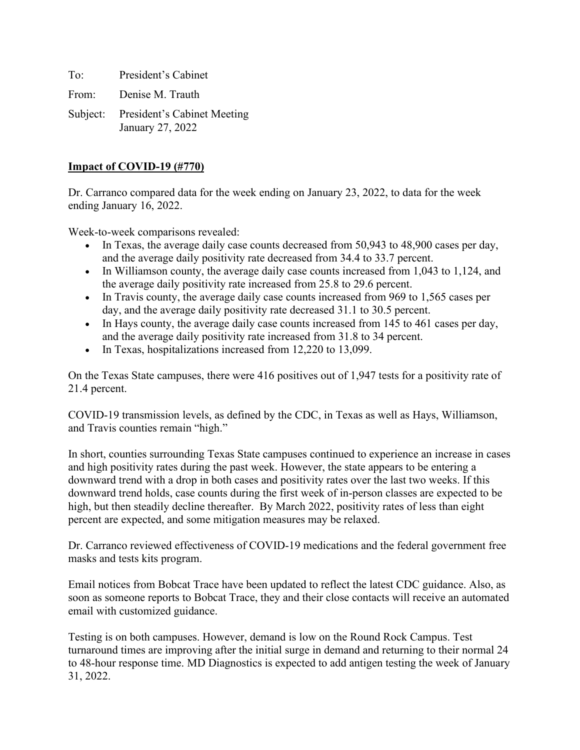To: President's Cabinet

From: Denise M. Trauth

Subject: President's Cabinet Meeting
January 27, 2022

**Impact of COVID-19 (#770)**

Dr. Carranco compared data for the week ending on January 23, 2022, to data for the week ending January 16, 2022.

Week-to-week comparisons revealed:

- In Texas, the average daily case counts decreased from 50,943 to 48,900 cases per day, and the average daily positivity rate decreased from 34.4 to 33.7 percent.
- In Williamson county, the average daily case counts increased from 1,043 to 1,124, and the average daily positivity rate increased from 25.8 to 29.6 percent.
- In Travis county, the average daily case counts increased from 969 to 1,565 cases per day, and the average daily positivity rate decreased 31.1 to 30.5 percent.
- In Hays county, the average daily case counts increased from 145 to 461 cases per day, and the average daily positivity rate increased from 31.8 to 34 percent.
- In Texas, hospitalizations increased from 12,220 to 13,099.

On the Texas State campuses, there were 416 positives out of 1,947 tests for a positivity rate of 21.4 percent.

COVID-19 transmission levels, as defined by the CDC, in Texas as well as Hays, Williamson, and Travis counties remain "high."

In short, counties surrounding Texas State campuses continued to experience an increase in cases and high positivity rates during the past week. However, the state appears to be entering a downward trend with a drop in both cases and positivity rates over the last two weeks. If this downward trend holds, case counts during the first week of in-person classes are expected to be high, but then steadily decline thereafter. By March 2022, positivity rates of less than eight percent are expected, and some mitigation measures may be relaxed.

Dr. Carranco reviewed effectiveness of COVID-19 medications and the federal government free masks and tests kits program.

Email notices from Bobcat Trace have been updated to reflect the latest CDC guidance. Also, as soon as someone reports to Bobcat Trace, they and their close contacts will receive an automated email with customized guidance.

Testing is on both campuses. However, demand is low on the Round Rock Campus. Test turnaround times are improving after the initial surge in demand and returning to their normal 24 to 48-hour response time. MD Diagnostics is expected to add antigen testing the week of January 31, 2022.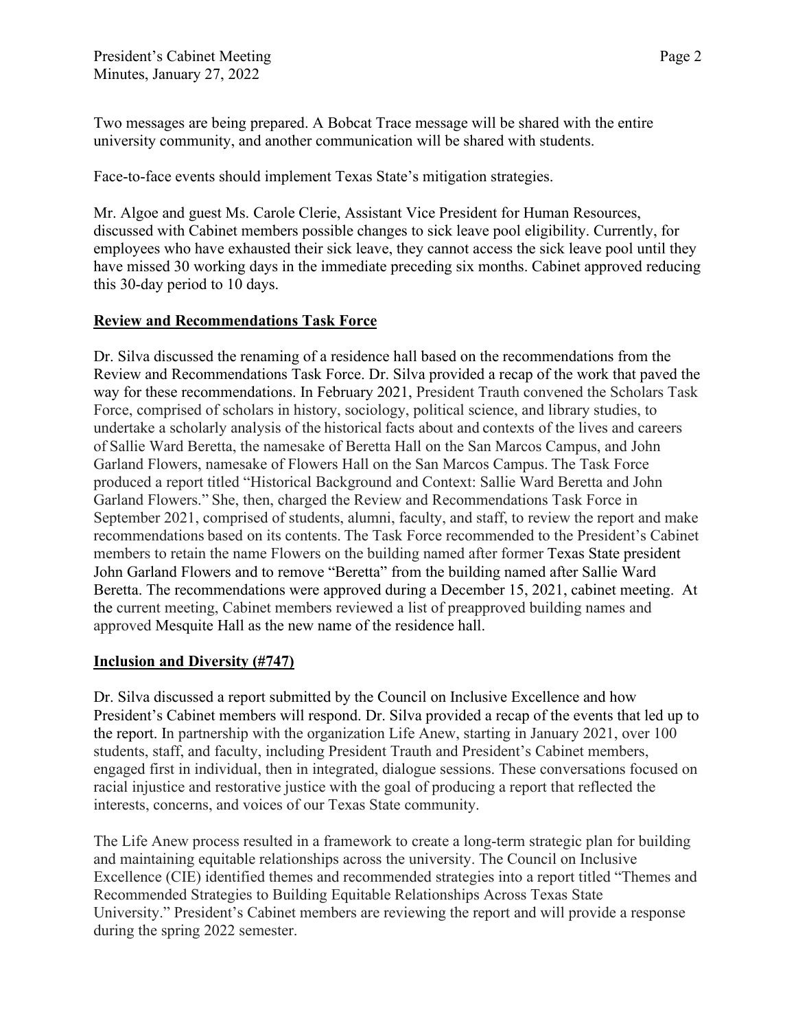Two messages are being prepared. A Bobcat Trace message will be shared with the entire university community, and another communication will be shared with students.

Face-to-face events should implement Texas State's mitigation strategies.

Mr. Algoe and guest Ms. Carole Clerie, Assistant Vice President for Human Resources, discussed with Cabinet members possible changes to sick leave pool eligibility. Currently, for employees who have exhausted their sick leave, they cannot access the sick leave pool until they have missed 30 working days in the immediate preceding six months. Cabinet approved reducing this 30-day period to 10 days.

## Review and Recommendations Task Force

Dr. Silva discussed the renaming of a residence hall based on the recommendations from the Review and Recommendations Task Force. Dr. Silva provided a recap of the work that paved the way for these recommendations. In February 2021, President Trauth convened the Scholars Task Force, comprised of scholars in history, sociology, political science, and library studies, to undertake a scholarly analysis of the historical facts about and contexts of the lives and careers of Sallie Ward Beretta, the namesake of Beretta Hall on the San Marcos Campus, and John Garland Flowers, namesake of Flowers Hall on the San Marcos Campus. The Task Force produced a report titled "Historical Background and Context: Sallie Ward Beretta and John Garland Flowers." She, then, charged the Review and Recommendations Task Force in September 2021, comprised of students, alumni, faculty, and staff, to review the report and make recommendations based on its contents. The Task Force recommended to the President's Cabinet members to retain the name Flowers on the building named after former Texas State president John Garland Flowers and to remove "Beretta" from the building named after Sallie Ward Beretta. The recommendations were approved during a December 15, 2021, cabinet meeting. At the current meeting, Cabinet members reviewed a list of preapproved building names and approved Mesquite Hall as the new name of the residence hall.

## Inclusion and Diversity (#747)

Dr. Silva discussed a report submitted by the Council on Inclusive Excellence and how President's Cabinet members will respond. Dr. Silva provided a recap of the events that led up to the report. In partnership with the organization Life Anew, starting in January 2021, over 100 students, staff, and faculty, including President Trauth and President's Cabinet members, engaged first in individual, then in integrated, dialogue sessions. These conversations focused on racial injustice and restorative justice with the goal of producing a report that reflected the interests, concerns, and voices of our Texas State community.

The Life Anew process resulted in a framework to create a long-term strategic plan for building and maintaining equitable relationships across the university. The Council on Inclusive Excellence (CIE) identified themes and recommended strategies into a report titled "Themes and Recommended Strategies to Building Equitable Relationships Across Texas State University." President's Cabinet members are reviewing the report and will provide a response during the spring 2022 semester.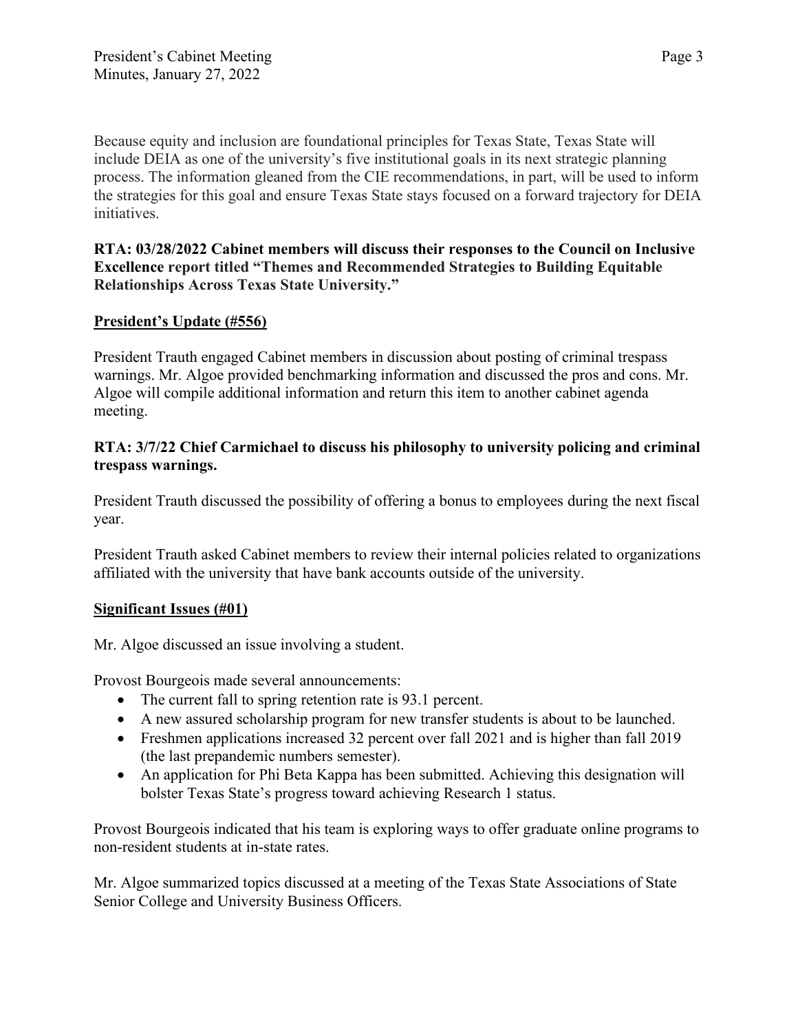Because equity and inclusion are foundational principles for Texas State, Texas State will include DEIA as one of the university's five institutional goals in its next strategic planning process. The information gleaned from the CIE recommendations, in part, will be used to inform the strategies for this goal and ensure Texas State stays focused on a forward trajectory for DEIA initiatives.

**RTA: 03/28/2022 Cabinet members will discuss their responses to the Council on Inclusive Excellence report titled "Themes and Recommended Strategies to Building Equitable Relationships Across Texas State University."**

**President's Update (#556)**

President Trauth engaged Cabinet members in discussion about posting of criminal trespass warnings. Mr. Algoe provided benchmarking information and discussed the pros and cons. Mr. Algoe will compile additional information and return this item to another cabinet agenda meeting.

**RTA: 3/7/22 Chief Carmichael to discuss his philosophy to university policing and criminal trespass warnings.**

President Trauth discussed the possibility of offering a bonus to employees during the next fiscal year.

President Trauth asked Cabinet members to review their internal policies related to organizations affiliated with the university that have bank accounts outside of the university.

**Significant Issues (#01)**

Mr. Algoe discussed an issue involving a student.

Provost Bourgeois made several announcements:

- The current fall to spring retention rate is 93.1 percent.
- A new assured scholarship program for new transfer students is about to be launched.
- Freshmen applications increased 32 percent over fall 2021 and is higher than fall 2019 (the last prepandemic numbers semester).
- An application for Phi Beta Kappa has been submitted. Achieving this designation will bolster Texas State's progress toward achieving Research 1 status.

Provost Bourgeois indicated that his team is exploring ways to offer graduate online programs to non-resident students at in-state rates.

Mr. Algoe summarized topics discussed at a meeting of the Texas State Associations of State Senior College and University Business Officers.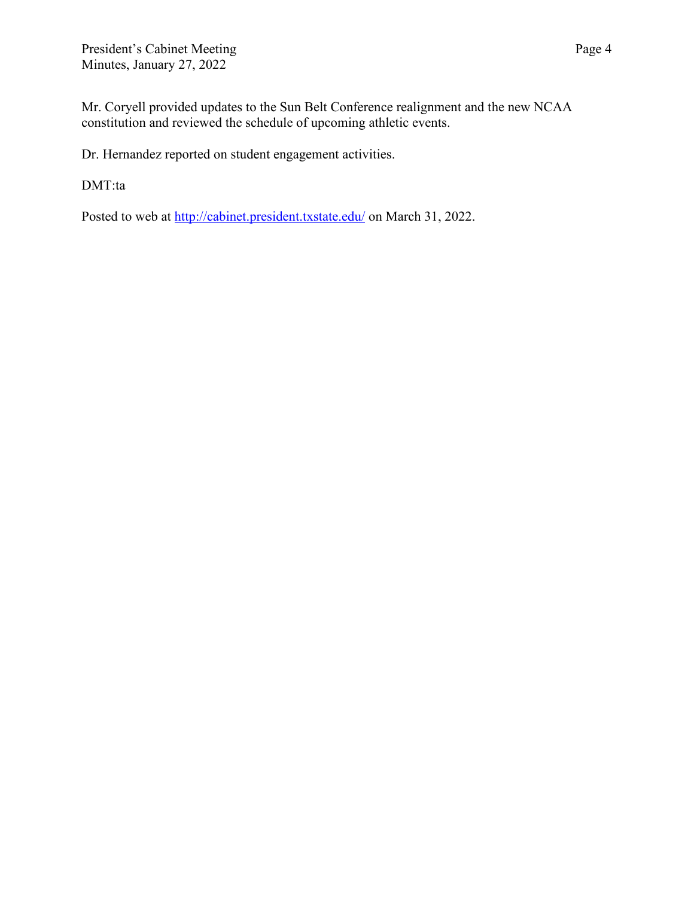Mr. Coryell provided updates to the Sun Belt Conference realignment and the new NCAA constitution and reviewed the schedule of upcoming athletic events.

Dr. Hernandez reported on student engagement activities.

DMT:ta

Posted to web at [http://cabinet.president.txstate.edu/](http://cabinet.president.txstate.edu/) on March 31, 2022.